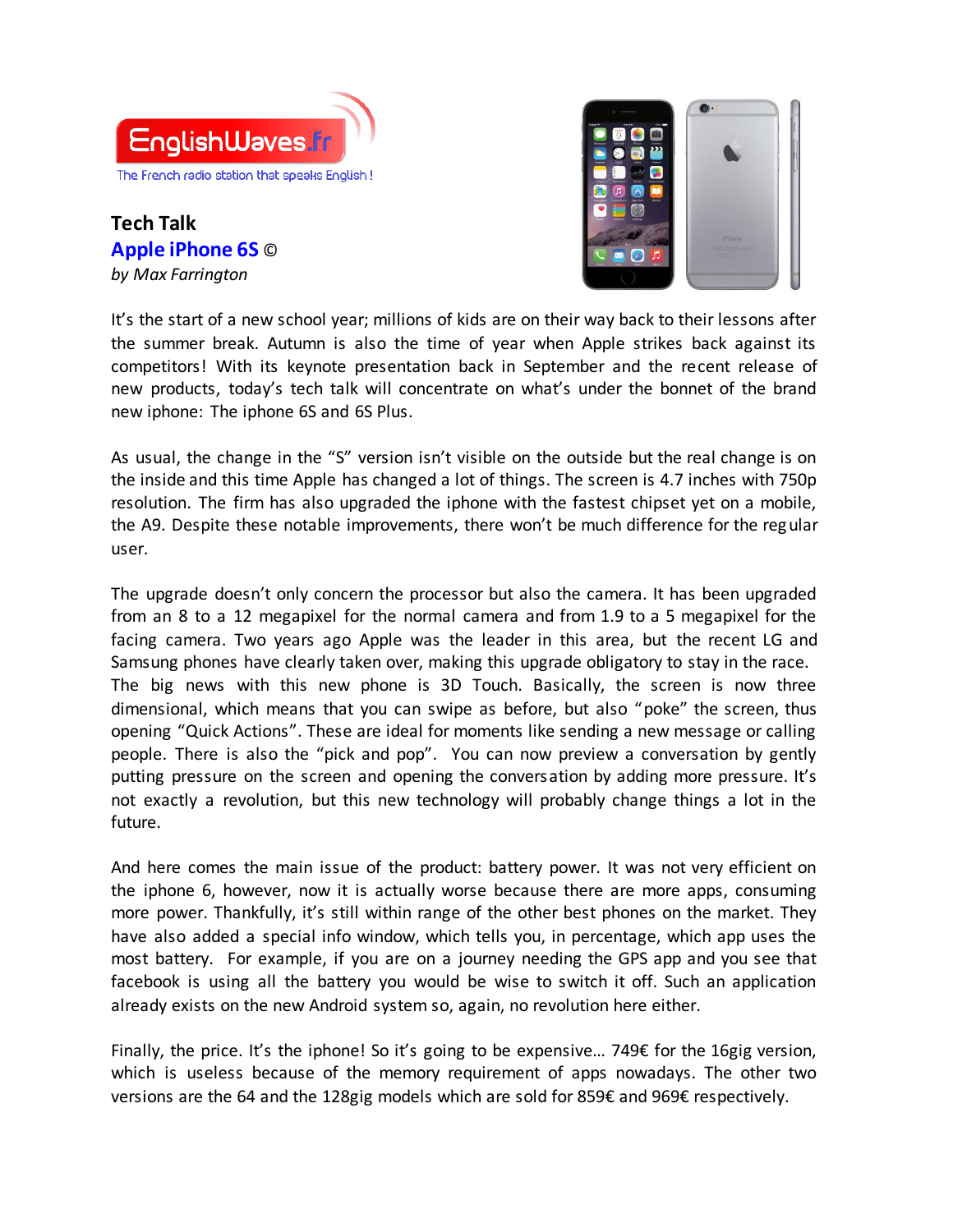EnglishWaves.fr

The French radio station that speaks English !

**Tech Talk**

**Apple iPhone 6S ©**

*by Max Farrington*

It's the start of a new school year; millions of kids are on their way back to their lessons after the summer break. Autumn is also the time of year when Apple strikes back against its competitors! With its keynote presentation back in September and the recent release of new products, today's tech talk will concentrate on what's under the bonnet of the brand new iphone: The iphone 6S and 6S Plus.

As usual, the change in the "S" version isn't visible on the outside but the real change is on the inside and this time Apple has changed a lot of things. The screen is 4.7 inches with 750p resolution. The firm has also upgraded the iphone with the fastest chipset yet on a mobile, the A9. Despite these notable improvements, there won't be much difference for the regular user.

The upgrade doesn't only concern the processor but also the camera. It has been upgraded from an 8 to a 12 megapixel for the normal camera and from 1.9 to a 5 megapixel for the facing camera. Two years ago Apple was the leader in this area, but the recent LG and Samsung phones have clearly taken over, making this upgrade obligatory to stay in the race. The big news with this new phone is 3D Touch. Basically, the screen is now three dimensional, which means that you can swipe as before, but also "poke" the screen, thus opening "Quick Actions". These are ideal for moments like sending a new message or calling people. There is also the "pick and pop". You can now preview a conversation by gently putting pressure on the screen and opening the conversation by adding more pressure. It's not exactly a revolution, but this new technology will probably change things a lot in the future.

And here comes the main issue of the product: battery power. It was not very efficient on the iphone 6, however, now it is actually worse because there are more apps, consuming more power. Thankfully, it's still within range of the other best phones on the market. They have also added a special info window, which tells you, in percentage, which app uses the most battery. For example, if you are on a journey needing the GPS app and you see that facebook is using all the battery you would be wise to switch it off. Such an application already exists on the new Android system so, again, no revolution here either.

Finally, the price. It's the iphone! So it's going to be expensive… 749€ for the 16gig version, which is useless because of the memory requirement of apps nowadays. The other two versions are the 64 and the 128gig models which are sold for 859€ and 969€ respectively.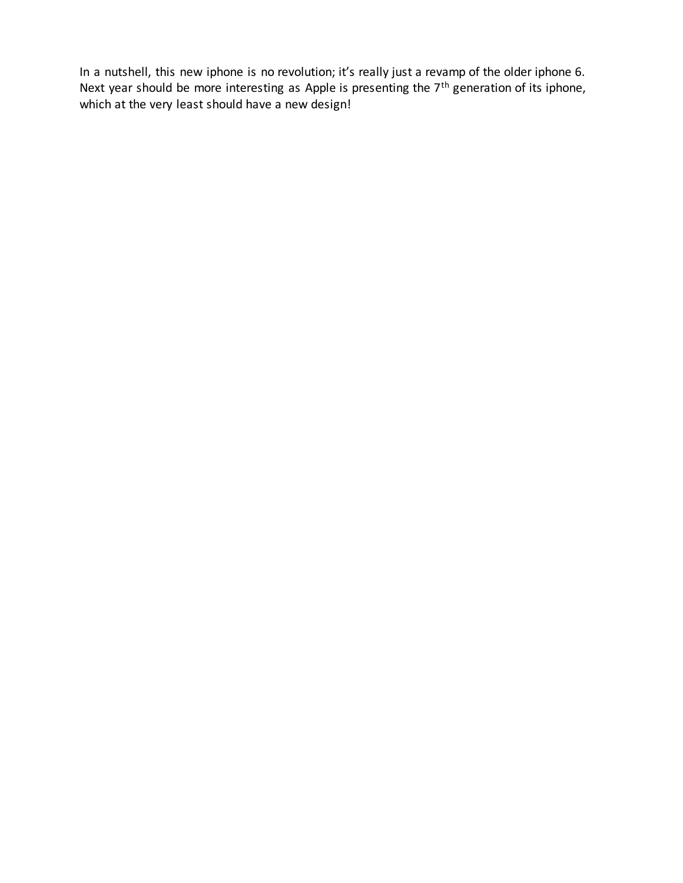In a nutshell, this new iphone is no revolution; it's really just a revamp of the older iphone 6. Next year should be more interesting as Apple is presenting the $7^{th}$ generation of its iphone, which at the very least should have a new design!